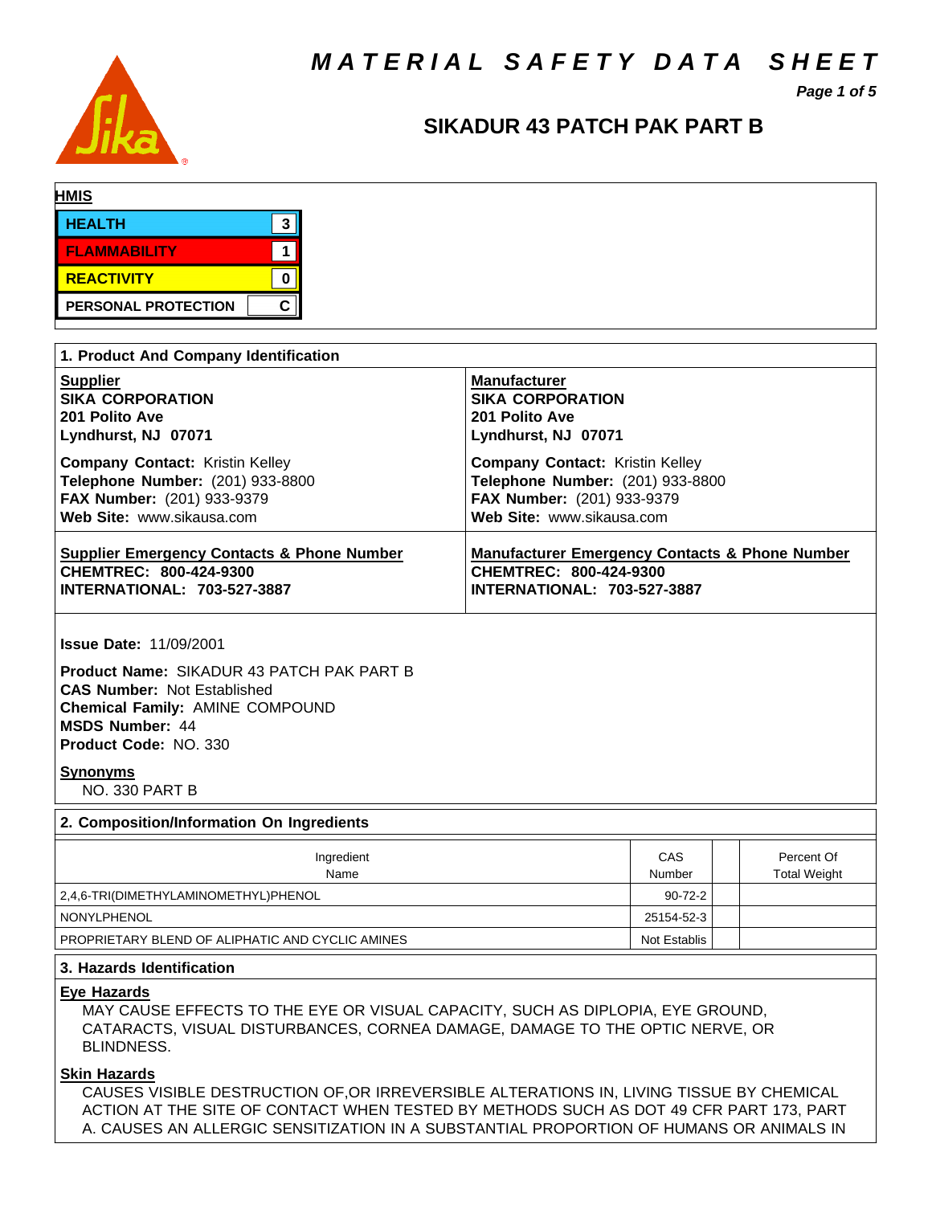# MATERIAL SAFETY DATA SHEET

## SIKADUR 43 PATCH PAK PART B

**HMIS**

| | |
|---|---|
| HEALTH | 3 |
| FLAMMABILITY | 1 |
| REACTIVITY | 0 |
| PERSONAL PROTECTION | C |

## 1. Product And Company Identification

**Supplier**
**SIKA CORPORATION**
**201 Polito Ave**
**Lyndhurst, NJ 07071**

**Company Contact:** Kristin Kelley
**Telephone Number:** (201) 933-8800
**FAX Number:** (201) 933-9379
**Web Site:** www.sikausa.com

**Manufacturer**
**SIKA CORPORATION**
**201 Polito Ave**
**Lyndhurst, NJ 07071**

**Company Contact:** Kristin Kelley
**Telephone Number:** (201) 933-8800
**FAX Number:** (201) 933-9379
**Web Site:** www.sikausa.com

**Supplier Emergency Contacts & Phone Number**
**CHEMTREC: 800-424-9300**
**INTERNATIONAL: 703-527-3887**

**Manufacturer Emergency Contacts & Phone Number**
**CHEMTREC: 800-424-9300**
**INTERNATIONAL: 703-527-3887**

**Issue Date:** 11/09/2001

**Product Name:** SIKADUR 43 PATCH PAK PART B
**CAS Number:** Not Established
**Chemical Family:** AMINE COMPOUND
**MSDS Number:** 44
**Product Code:** NO. 330

**Synonyms**
NO. 330 PART B

## 2. Composition/Information On Ingredients

| Ingredient Name | CAS Number | | Percent Of Total Weight |
|---|---|---|---|
| 2,4,6-TRI(DIMETHYLAMINOMETHYL)PHENOL | 90-72-2 | | |
| NONYLPHENOL | 25154-52-3 | | |
| PROPRIETARY BLEND OF ALIPHATIC AND CYCLIC AMINES | Not Establis | | |

## 3. Hazards Identification

**Eye Hazards**
MAY CAUSE EFFECTS TO THE EYE OR VISUAL CAPACITY, SUCH AS DIPLOPIA, EYE GROUND, CATARACTS, VISUAL DISTURBANCES, CORNEA DAMAGE, DAMAGE TO THE OPTIC NERVE, OR BLINDNESS.

**Skin Hazards**
CAUSES VISIBLE DESTRUCTION OF,OR IRREVERSIBLE ALTERATIONS IN, LIVING TISSUE BY CHEMICAL ACTION AT THE SITE OF CONTACT WHEN TESTED BY METHODS SUCH AS DOT 49 CFR PART 173, PART A. CAUSES AN ALLERGIC SENSITIZATION IN A SUBSTANTIAL PROPORTION OF HUMANS OR ANIMALS IN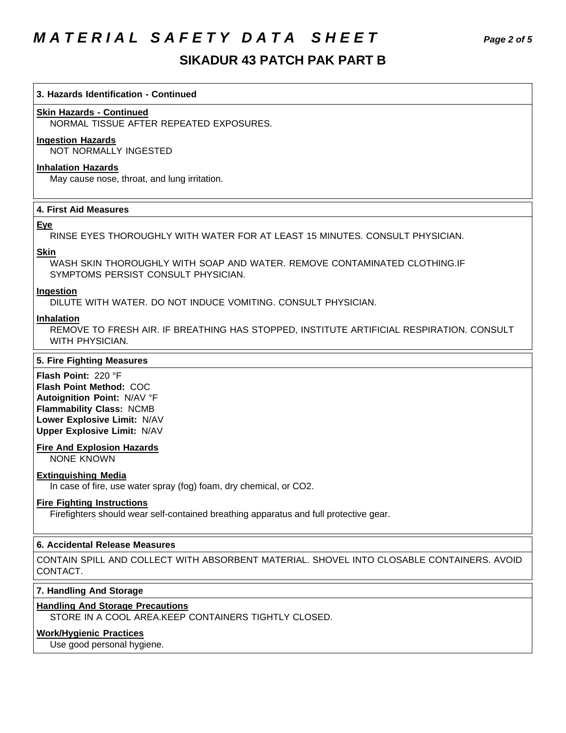# MATERIAL SAFETY DATA SHEET

## SIKADUR 43 PATCH PAK PART B

### 3. Hazards Identification - Continued

**Skin Hazards - Continued**

NORMAL TISSUE AFTER REPEATED EXPOSURES.

**Ingestion Hazards**

NOT NORMALLY INGESTED

**Inhalation Hazards**

May cause nose, throat, and lung irritation.

### 4. First Aid Measures

**Eye**

RINSE EYES THOROUGHLY WITH WATER FOR AT LEAST 15 MINUTES. CONSULT PHYSICIAN.

**Skin**

WASH SKIN THOROUGHLY WITH SOAP AND WATER. REMOVE CONTAMINATED CLOTHING.IF SYMPTOMS PERSIST CONSULT PHYSICIAN.

**Ingestion**

DILUTE WITH WATER. DO NOT INDUCE VOMITING. CONSULT PHYSICIAN.

**Inhalation**

REMOVE TO FRESH AIR. IF BREATHING HAS STOPPED, INSTITUTE ARTIFICIAL RESPIRATION. CONSULT WITH PHYSICIAN.

### 5. Fire Fighting Measures

**Flash Point:** 220 °F
**Flash Point Method:** COC
**Autoignition Point:** N/AV °F
**Flammability Class:** NCMB
**Lower Explosive Limit:** N/AV
**Upper Explosive Limit:** N/AV

**Fire And Explosion Hazards**

NONE KNOWN

**Extinguishing Media**

In case of fire, use water spray (fog) foam, dry chemical, or CO2.

**Fire Fighting Instructions**

Firefighters should wear self-contained breathing apparatus and full protective gear.

### 6. Accidental Release Measures

CONTAIN SPILL AND COLLECT WITH ABSORBENT MATERIAL. SHOVEL INTO CLOSABLE CONTAINERS. AVOID CONTACT.

### 7. Handling And Storage

**Handling And Storage Precautions**

STORE IN A COOL AREA.KEEP CONTAINERS TIGHTLY CLOSED.

**Work/Hygienic Practices**

Use good personal hygiene.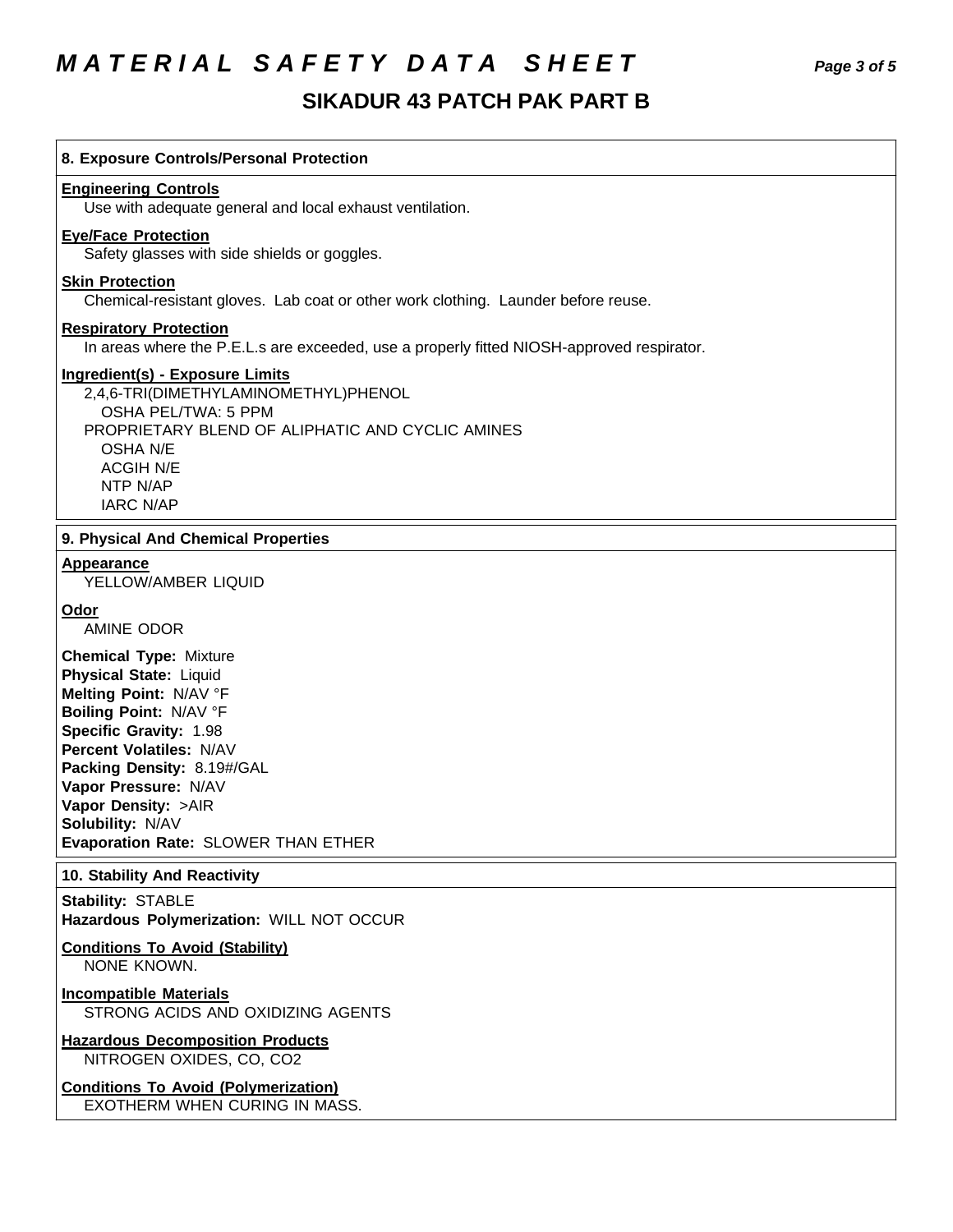## 8. Exposure Controls/Personal Protection

**Engineering Controls**

Use with adequate general and local exhaust ventilation.

**Eye/Face Protection**

Safety glasses with side shields or goggles.

**Skin Protection**

Chemical-resistant gloves. Lab coat or other work clothing. Launder before reuse.

**Respiratory Protection**

In areas where the P.E.L.s are exceeded, use a properly fitted NIOSH-approved respirator.

**Ingredient(s) - Exposure Limits**

2,4,6-TRI(DIMETHYLAMINOMETHYL)PHENOL
OSHA PEL/TWA: 5 PPM
PROPRIETARY BLEND OF ALIPHATIC AND CYCLIC AMINES
OSHA N/E
ACGIH N/E
NTP N/AP
IARC N/AP

## 9. Physical And Chemical Properties

**Appearance**

YELLOW/AMBER LIQUID

**Odor**

AMINE ODOR

**Chemical Type:** Mixture
**Physical State:** Liquid
**Melting Point:** N/AV °F
**Boiling Point:** N/AV °F
**Specific Gravity:** 1.98
**Percent Volatiles:** N/AV
**Packing Density:** 8.19#/GAL
**Vapor Pressure:** N/AV
**Vapor Density:** >AIR
**Solubility:** N/AV
**Evaporation Rate:** SLOWER THAN ETHER

## 10. Stability And Reactivity

**Stability:** STABLE
**Hazardous Polymerization:** WILL NOT OCCUR

**Conditions To Avoid (Stability)**

NONE KNOWN.

**Incompatible Materials**

STRONG ACIDS AND OXIDIZING AGENTS

**Hazardous Decomposition Products**

NITROGEN OXIDES, CO, $CO_2$

**Conditions To Avoid (Polymerization)**

EXOTHERM WHEN CURING IN MASS.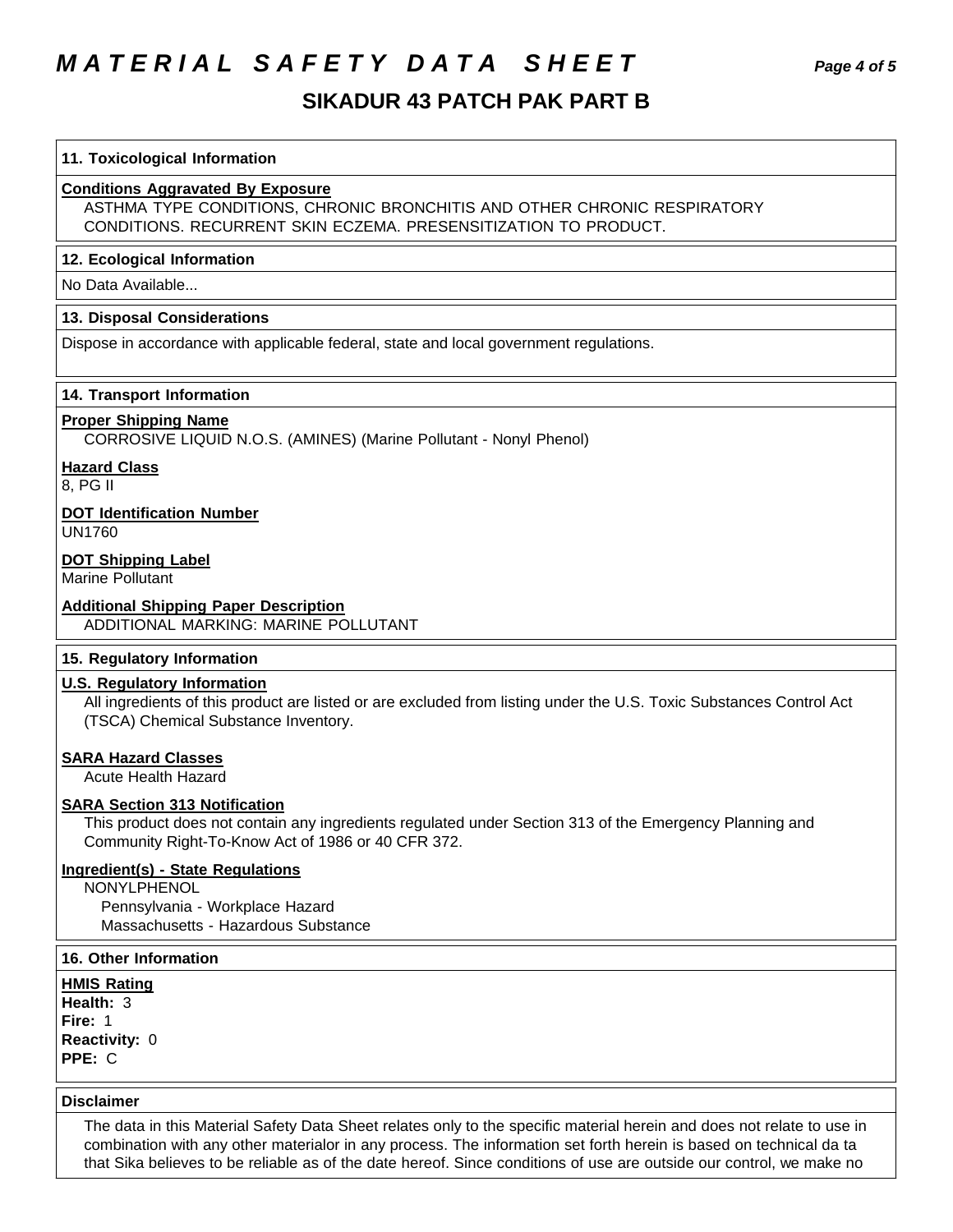# MATERIAL SAFETY DATA SHEET

## SIKADUR 43 PATCH PAK PART B

### 11. Toxicological Information

**Conditions Aggravated By Exposure**

ASTHMA TYPE CONDITIONS, CHRONIC BRONCHITIS AND OTHER CHRONIC RESPIRATORY CONDITIONS. RECURRENT SKIN ECZEMA. PRESENSITIZATION TO PRODUCT.

### 12. Ecological Information

No Data Available...

### 13. Disposal Considerations

Dispose in accordance with applicable federal, state and local government regulations.

### 14. Transport Information

**Proper Shipping Name**

CORROSIVE LIQUID N.O.S. (AMINES) (Marine Pollutant - Nonyl Phenol)

**Hazard Class**

8, PG II

**DOT Identification Number**

UN1760

**DOT Shipping Label**

Marine Pollutant

**Additional Shipping Paper Description**

ADDITIONAL MARKING: MARINE POLLUTANT

### 15. Regulatory Information

**U.S. Regulatory Information**

All ingredients of this product are listed or are excluded from listing under the U.S. Toxic Substances Control Act (TSCA) Chemical Substance Inventory.

**SARA Hazard Classes**

Acute Health Hazard

**SARA Section 313 Notification**

This product does not contain any ingredients regulated under Section 313 of the Emergency Planning and Community Right-To-Know Act of 1986 or 40 CFR 372.

**Ingredient(s) - State Regulations**

NONYLPHENOL
- Pennsylvania - Workplace Hazard
- Massachusetts - Hazardous Substance

### 16. Other Information

**HMIS Rating**

**Health:** 3
**Fire:** 1
**Reactivity:** 0
**PPE:** C

### Disclaimer

The data in this Material Safety Data Sheet relates only to the specific material herein and does not relate to use in combination with any other materialor in any process. The information set forth herein is based on technical da ta that Sika believes to be reliable as of the date hereof. Since conditions of use are outside our control, we make no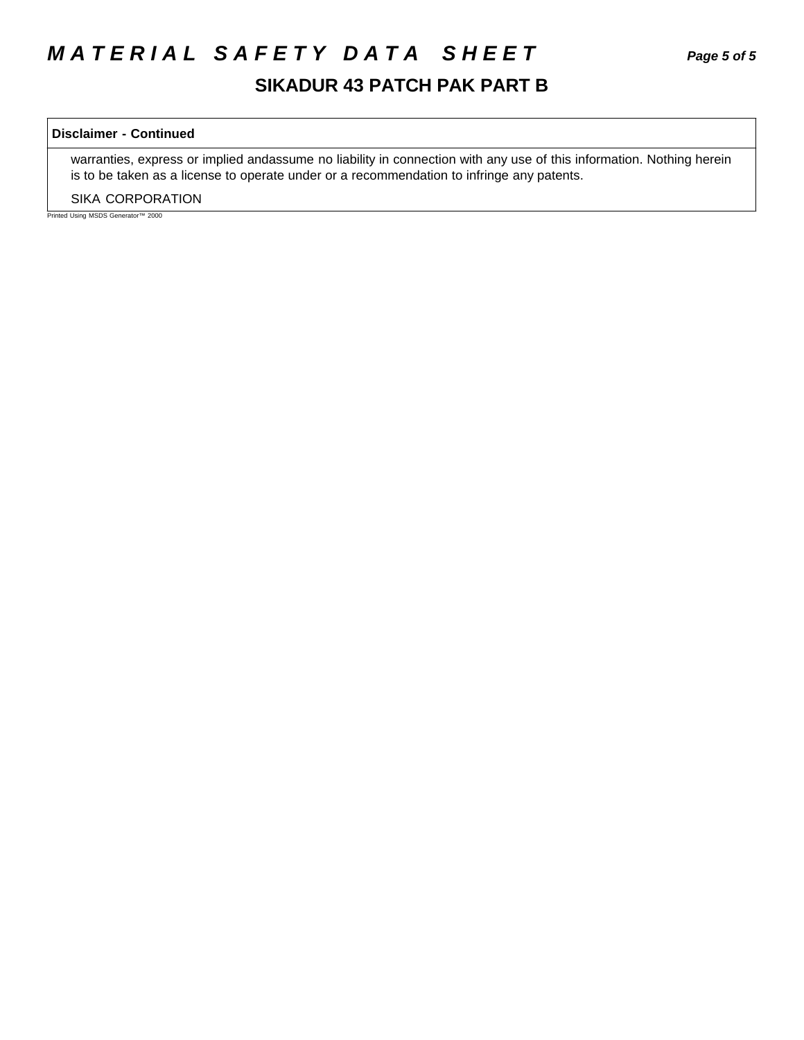### Disclaimer - Continued

warranties, express or implied andassume no liability in connection with any use of this information. Nothing herein is to be taken as a license to operate under or a recommendation to infringe any patents.

SIKA CORPORATION

Printed Using MSDS Generator™ 2000